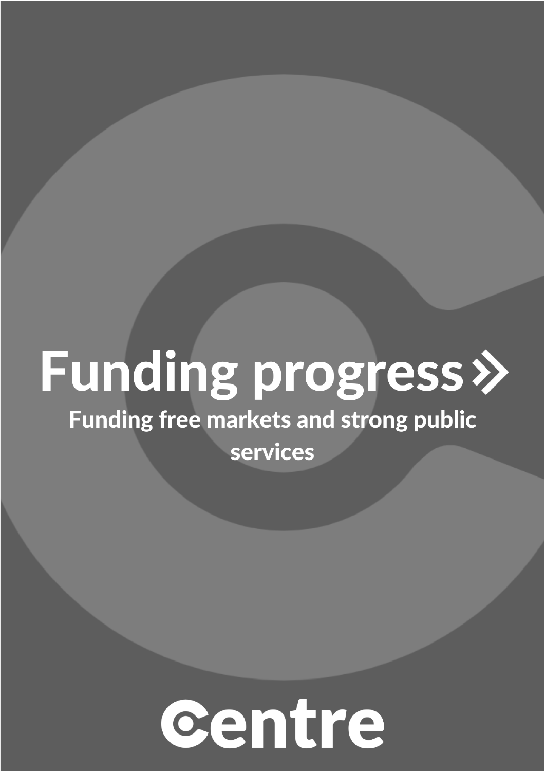# Funding progress »

## Funding free markets and strong public services

Centre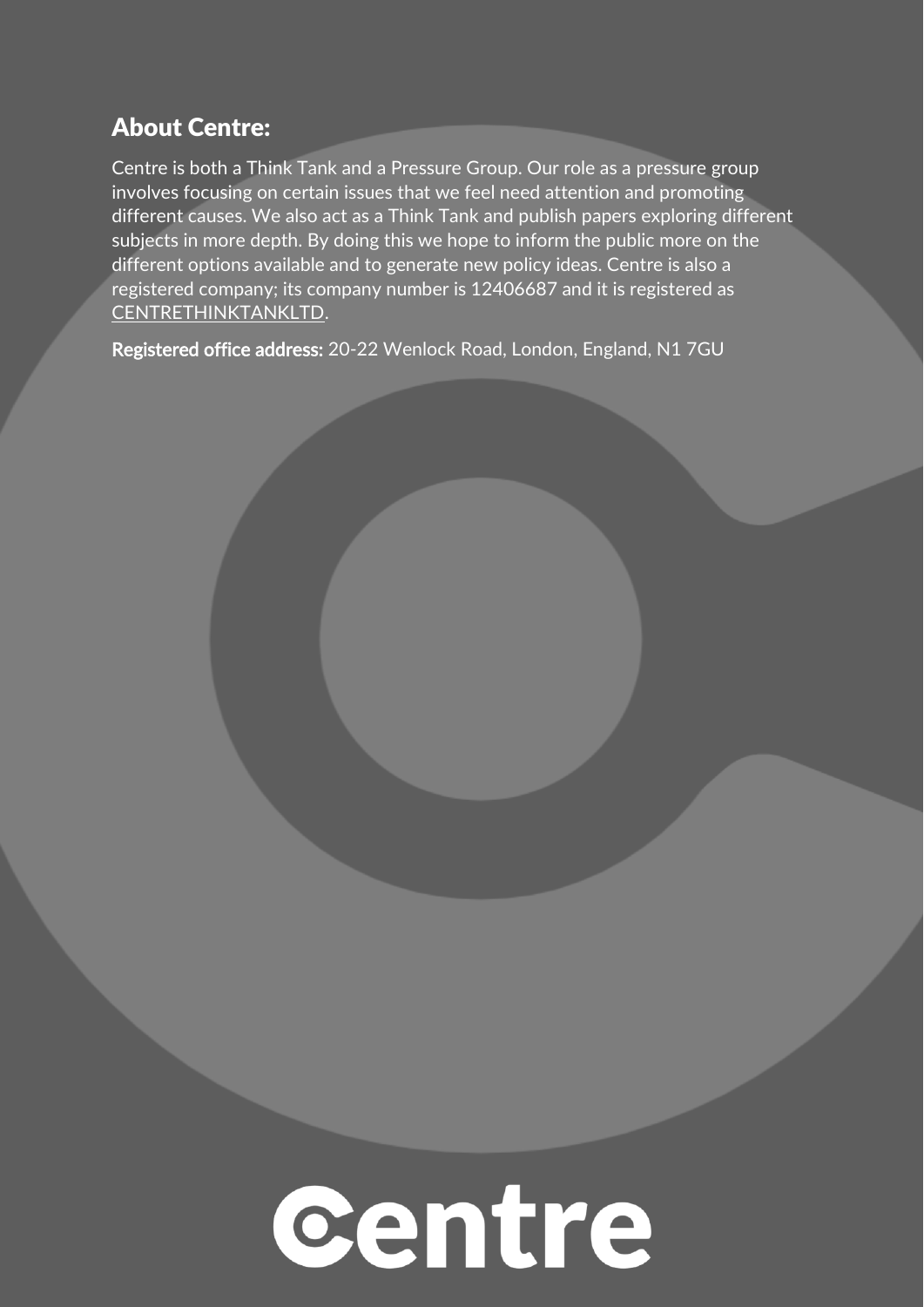## About Centre:

Centre is both a Think Tank and a Pressure Group. Our role as a pressure group involves focusing on certain issues that we feel need attention and promoting different causes. We also act as a Think Tank and publish papers exploring different subjects in more depth. By doing this we hope to inform the public more on the different options available and to generate new policy ideas. Centre is also a registered company; its company number is 12406687 and it is registered as CENTRETHINKTANKLTD.

**Registered office address:** 20-22 Wenlock Road, London, England, N1 7GU

Centre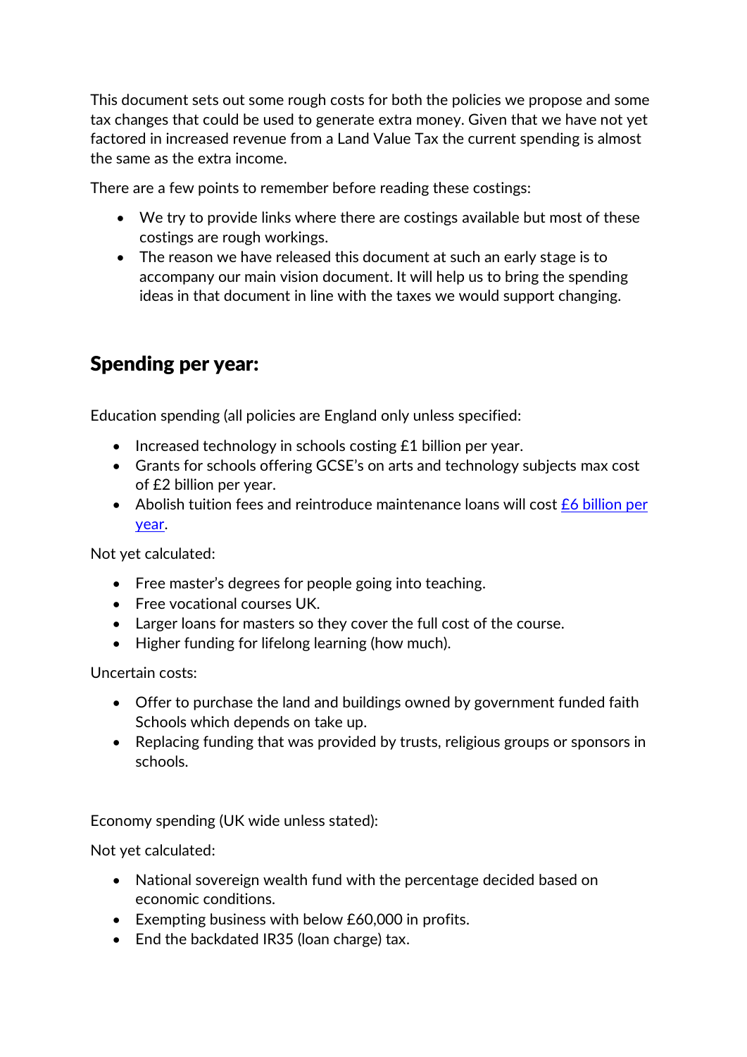This document sets out some rough costs for both the policies we propose and some tax changes that could be used to generate extra money. Given that we have not yet factored in increased revenue from a Land Value Tax the current spending is almost the same as the extra income.

There are a few points to remember before reading these costings:

- We try to provide links where there are costings available but most of these costings are rough workings.
- The reason we have released this document at such an early stage is to accompany our main vision document. It will help us to bring the spending ideas in that document in line with the taxes we would support changing.

## Spending per year:

Education spending (all policies are England only unless specified:

- Increased technology in schools costing £1 billion per year.
- Grants for schools offering GCSE's on arts and technology subjects max cost of £2 billion per year.
- Abolish tuition fees and reintroduce maintenance loans will cost £6 billion per year.

Not yet calculated:

- Free master's degrees for people going into teaching.
- Free vocational courses UK.
- Larger loans for masters so they cover the full cost of the course.
- Higher funding for lifelong learning (how much).

Uncertain costs:

- Offer to purchase the land and buildings owned by government funded faith Schools which depends on take up.
- Replacing funding that was provided by trusts, religious groups or sponsors in schools.

Economy spending (UK wide unless stated):

Not yet calculated:

- National sovereign wealth fund with the percentage decided based on economic conditions.
- Exempting business with below £60,000 in profits.
- End the backdated IR35 (loan charge) tax.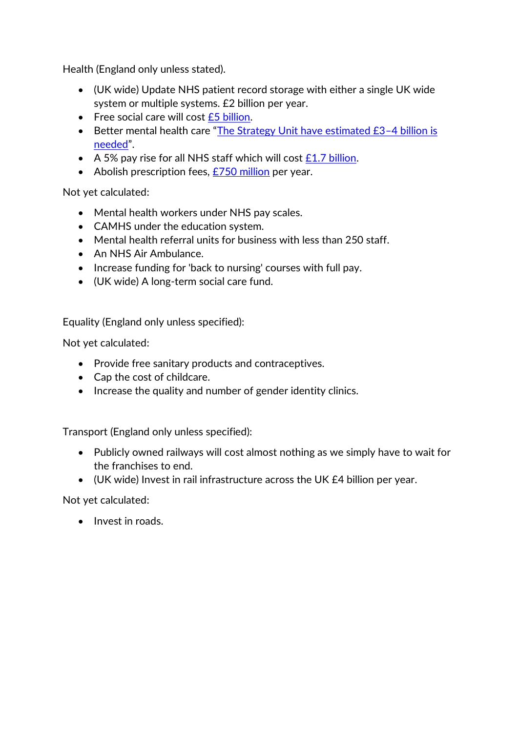Health (England only unless stated).

- (UK wide) Update NHS patient record storage with either a single UK wide system or multiple systems. £2 billion per year.
- Free social care will cost [£5 billion].
- Better mental health care "[The Strategy Unit have estimated £3–4 billion is needed]".
- A 5% pay rise for all NHS staff which will cost [£1.7 billion].
- Abolish prescription fees, [£750 million] per year.

Not yet calculated:

- Mental health workers under NHS pay scales.
- CAMHS under the education system.
- Mental health referral units for business with less than 250 staff.
- An NHS Air Ambulance.
- Increase funding for 'back to nursing' courses with full pay.
- (UK wide) A long-term social care fund.

Equality (England only unless specified):

Not yet calculated:

- Provide free sanitary products and contraceptives.
- Cap the cost of childcare.
- Increase the quality and number of gender identity clinics.

Transport (England only unless specified):

- Publicly owned railways will cost almost nothing as we simply have to wait for the franchises to end.
- (UK wide) Invest in rail infrastructure across the UK £4 billion per year.

Not yet calculated:

- Invest in roads.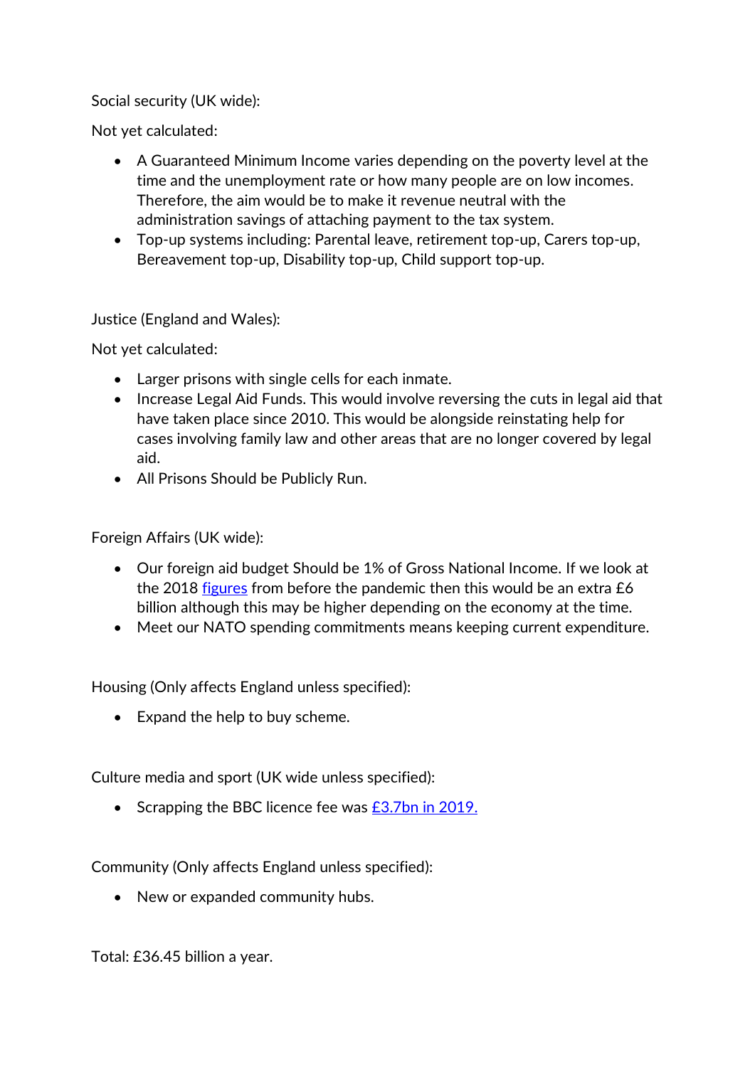Social security (UK wide):

Not yet calculated:

- A Guaranteed Minimum Income varies depending on the poverty level at the time and the unemployment rate or how many people are on low incomes. Therefore, the aim would be to make it revenue neutral with the administration savings of attaching payment to the tax system.
- Top-up systems including: Parental leave, retirement top-up, Carers top-up, Bereavement top-up, Disability top-up, Child support top-up.

Justice (England and Wales):

Not yet calculated:

- Larger prisons with single cells for each inmate.
- Increase Legal Aid Funds. This would involve reversing the cuts in legal aid that have taken place since 2010. This would be alongside reinstating help for cases involving family law and other areas that are no longer covered by legal aid.
- All Prisons Should be Publicly Run.

Foreign Affairs (UK wide):

- Our foreign aid budget Should be 1% of Gross National Income. If we look at the 2018 figures from before the pandemic then this would be an extra £6 billion although this may be higher depending on the economy at the time.
- Meet our NATO spending commitments means keeping current expenditure.

Housing (Only affects England unless specified):

- Expand the help to buy scheme.

Culture media and sport (UK wide unless specified):

- Scrapping the BBC licence fee was £3.7bn in 2019.

Community (Only affects England unless specified):

- New or expanded community hubs.

Total: £36.45 billion a year.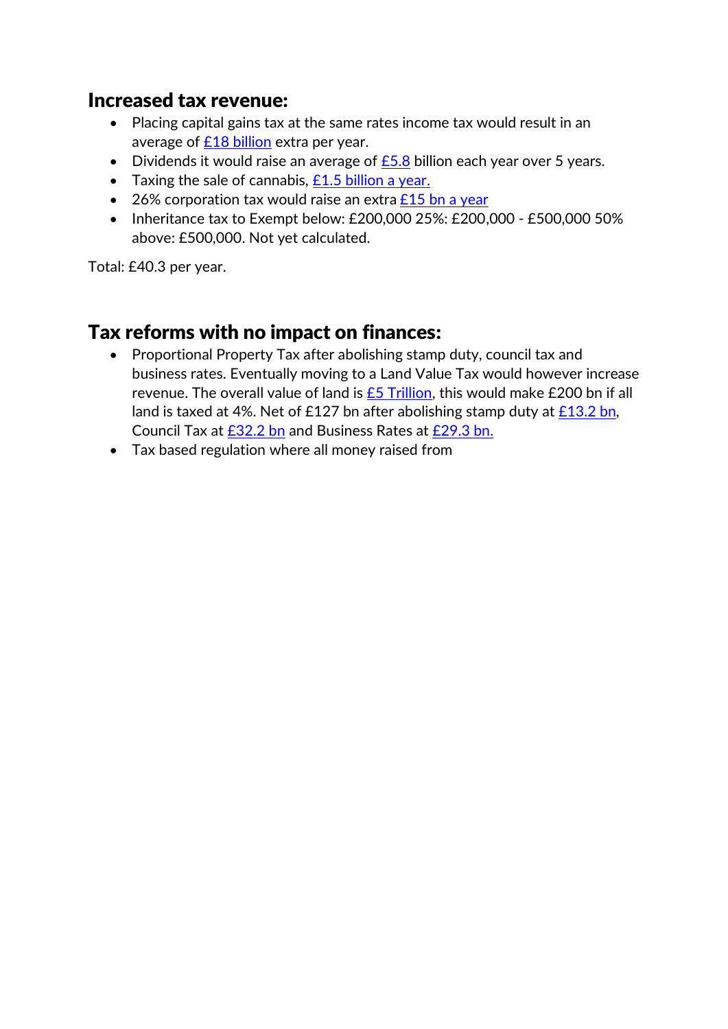## Increased tax revenue:

- Placing capital gains tax at the same rates income tax would result in an average of £18 billion extra per year.
- Dividends it would raise an average of £5.8 billion each year over 5 years.
- Taxing the sale of cannabis, £1.5 billion a year.
- 26% corporation tax would raise an extra £15 bn a year
- Inheritance tax to Exempt below: £200,000 25%: £200,000 - £500,000 50% above: £500,000. Not yet calculated.

Total: £40.3 per year.

## Tax reforms with no impact on finances:

- Proportional Property Tax after abolishing stamp duty, council tax and business rates. Eventually moving to a Land Value Tax would however increase revenue. The overall value of land is £5 Trillion, this would make £200 bn if all land is taxed at 4%. Net of £127 bn after abolishing stamp duty at £13.2 bn, Council Tax at £32.2 bn and Business Rates at £29.3 bn.
- Tax based regulation where all money raised from